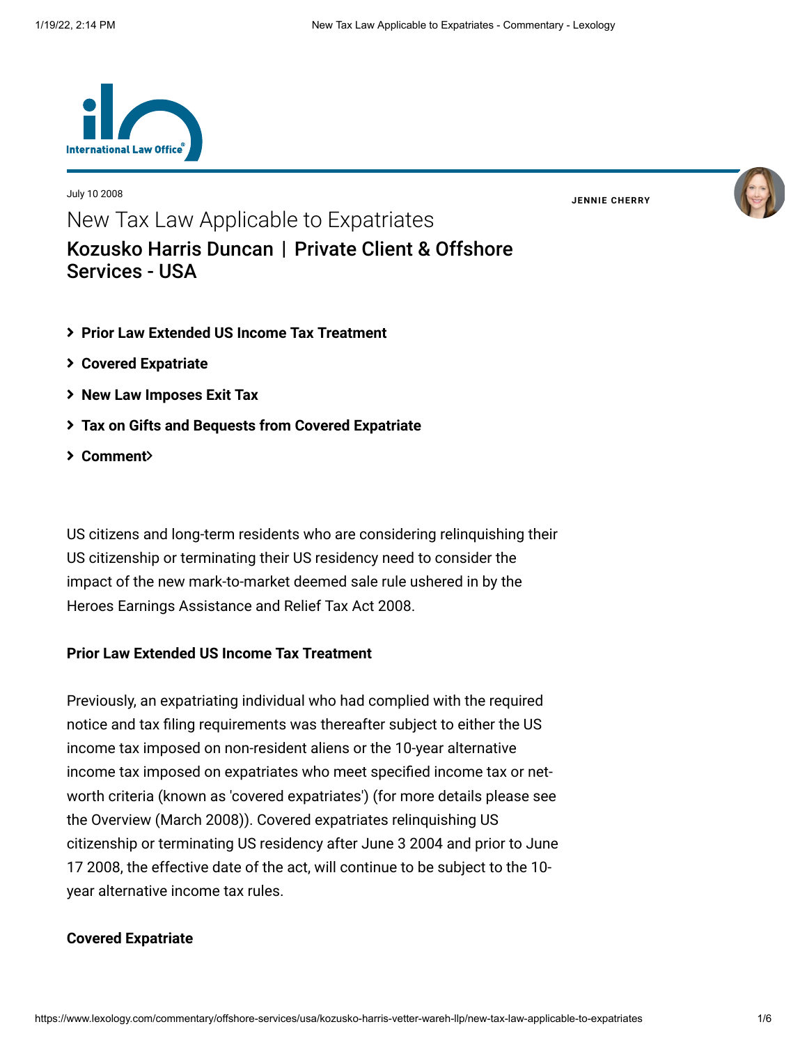July 10 2008

# New Tax Law Applicable to Expatriates

## Kozusko Harris Duncan | Private Client & Offshore Services - USA

**JENNIE CHERRY**

- **Prior Law Extended US Income Tax Treatment**
- **Covered Expatriate**
- **New Law Imposes Exit Tax**
- **Tax on Gifts and Bequests from Covered Expatriate**
- **Comment**

US citizens and long-term residents who are considering relinquishing their US citizenship or terminating their US residency need to consider the impact of the new mark-to-market deemed sale rule ushered in by the Heroes Earnings Assistance and Relief Tax Act 2008.

### Prior Law Extended US Income Tax Treatment

Previously, an expatriating individual who had complied with the required notice and tax filing requirements was thereafter subject to either the US income tax imposed on non-resident aliens or the 10-year alternative income tax imposed on expatriates who meet specified income tax or net-worth criteria (known as 'covered expatriates') (for more details please see the Overview (March 2008)). Covered expatriates relinquishing US citizenship or terminating US residency after June 3 2004 and prior to June 17 2008, the effective date of the act, will continue to be subject to the 10-year alternative income tax rules.

### Covered Expatriate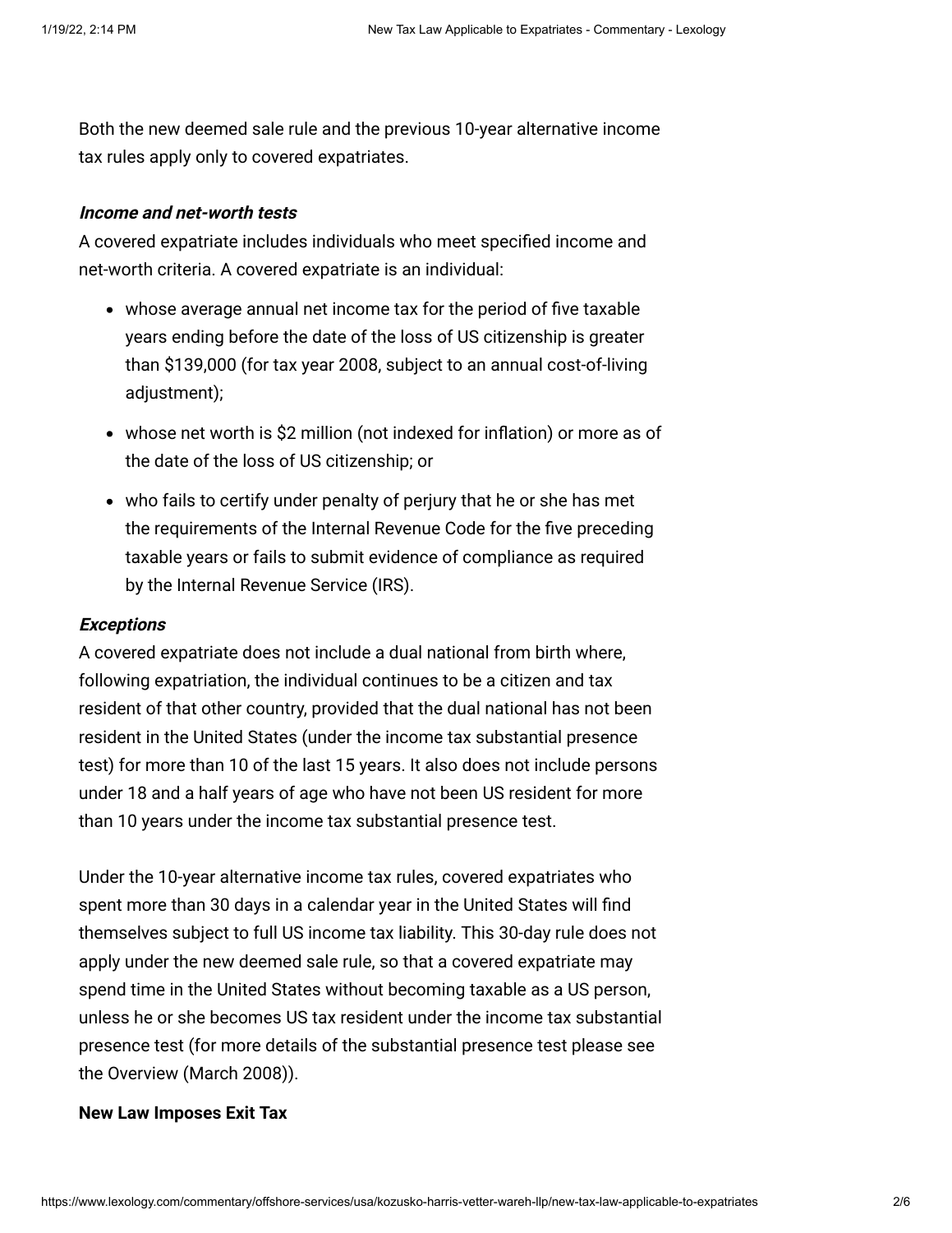Both the new deemed sale rule and the previous 10-year alternative income tax rules apply only to covered expatriates.

***Income and net-worth tests***

A covered expatriate includes individuals who meet specified income and net-worth criteria. A covered expatriate is an individual:

- whose average annual net income tax for the period of five taxable years ending before the date of the loss of US citizenship is greater than $139,000 (for tax year 2008, subject to an annual cost-of-living adjustment);
- whose net worth is $2 million (not indexed for inflation) or more as of the date of the loss of US citizenship; or
- who fails to certify under penalty of perjury that he or she has met the requirements of the Internal Revenue Code for the five preceding taxable years or fails to submit evidence of compliance as required by the Internal Revenue Service (IRS).

***Exceptions***

A covered expatriate does not include a dual national from birth where, following expatriation, the individual continues to be a citizen and tax resident of that other country, provided that the dual national has not been resident in the United States (under the income tax substantial presence test) for more than 10 of the last 15 years. It also does not include persons under 18 and a half years of age who have not been US resident for more than 10 years under the income tax substantial presence test.

Under the 10-year alternative income tax rules, covered expatriates who spent more than 30 days in a calendar year in the United States will find themselves subject to full US income tax liability. This 30-day rule does not apply under the new deemed sale rule, so that a covered expatriate may spend time in the United States without becoming taxable as a US person, unless he or she becomes US tax resident under the income tax substantial presence test (for more details of the substantial presence test please see the Overview (March 2008)).

**New Law Imposes Exit Tax**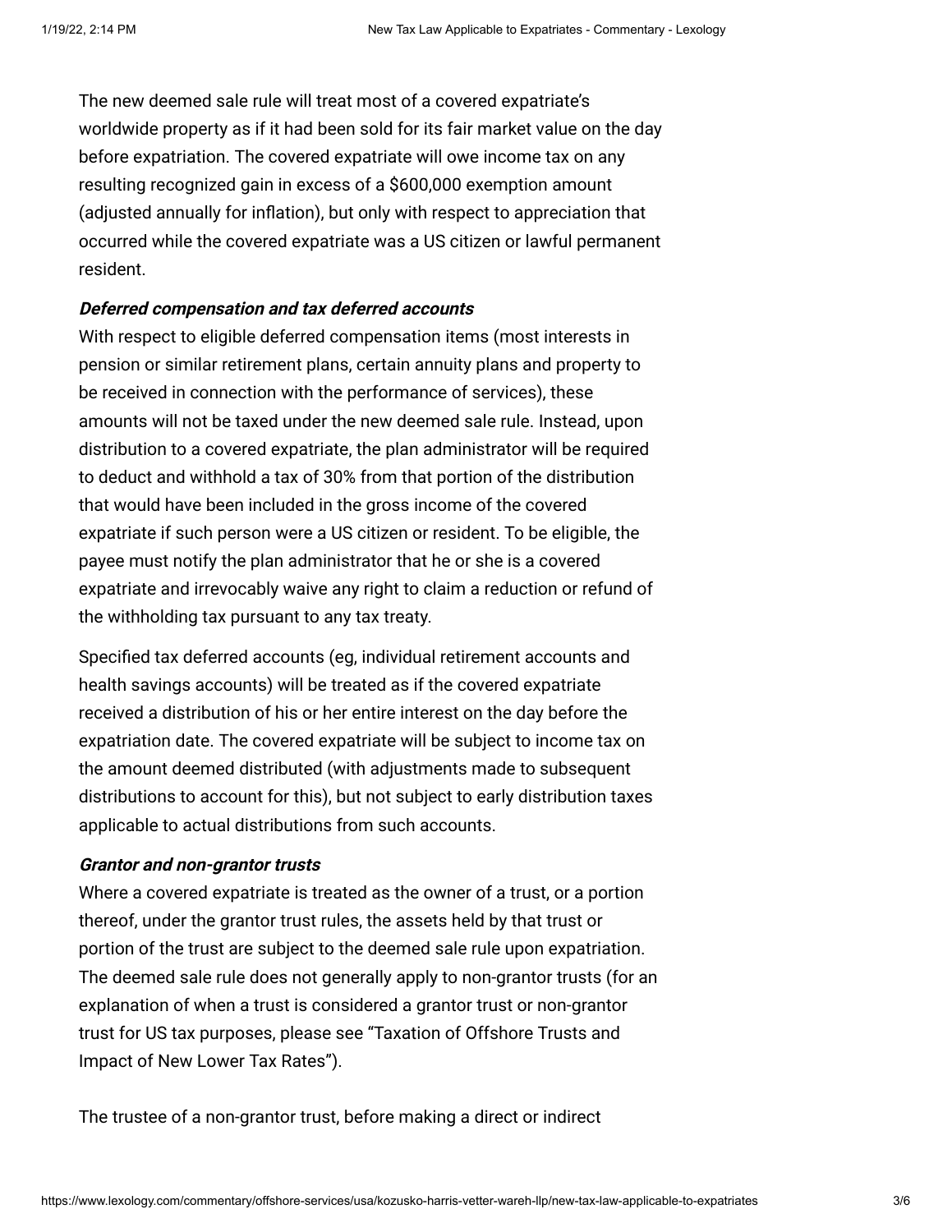The new deemed sale rule will treat most of a covered expatriate's worldwide property as if it had been sold for its fair market value on the day before expatriation. The covered expatriate will owe income tax on any resulting recognized gain in excess of a $600,000 exemption amount (adjusted annually for inflation), but only with respect to appreciation that occurred while the covered expatriate was a US citizen or lawful permanent resident.

***Deferred compensation and tax deferred accounts***

With respect to eligible deferred compensation items (most interests in pension or similar retirement plans, certain annuity plans and property to be received in connection with the performance of services), these amounts will not be taxed under the new deemed sale rule. Instead, upon distribution to a covered expatriate, the plan administrator will be required to deduct and withhold a tax of 30% from that portion of the distribution that would have been included in the gross income of the covered expatriate if such person were a US citizen or resident. To be eligible, the payee must notify the plan administrator that he or she is a covered expatriate and irrevocably waive any right to claim a reduction or refund of the withholding tax pursuant to any tax treaty.

Specified tax deferred accounts (eg, individual retirement accounts and health savings accounts) will be treated as if the covered expatriate received a distribution of his or her entire interest on the day before the expatriation date. The covered expatriate will be subject to income tax on the amount deemed distributed (with adjustments made to subsequent distributions to account for this), but not subject to early distribution taxes applicable to actual distributions from such accounts.

***Grantor and non-grantor trusts***

Where a covered expatriate is treated as the owner of a trust, or a portion thereof, under the grantor trust rules, the assets held by that trust or portion of the trust are subject to the deemed sale rule upon expatriation. The deemed sale rule does not generally apply to non-grantor trusts (for an explanation of when a trust is considered a grantor trust or non-grantor trust for US tax purposes, please see "Taxation of Offshore Trusts and Impact of New Lower Tax Rates").

The trustee of a non-grantor trust, before making a direct or indirect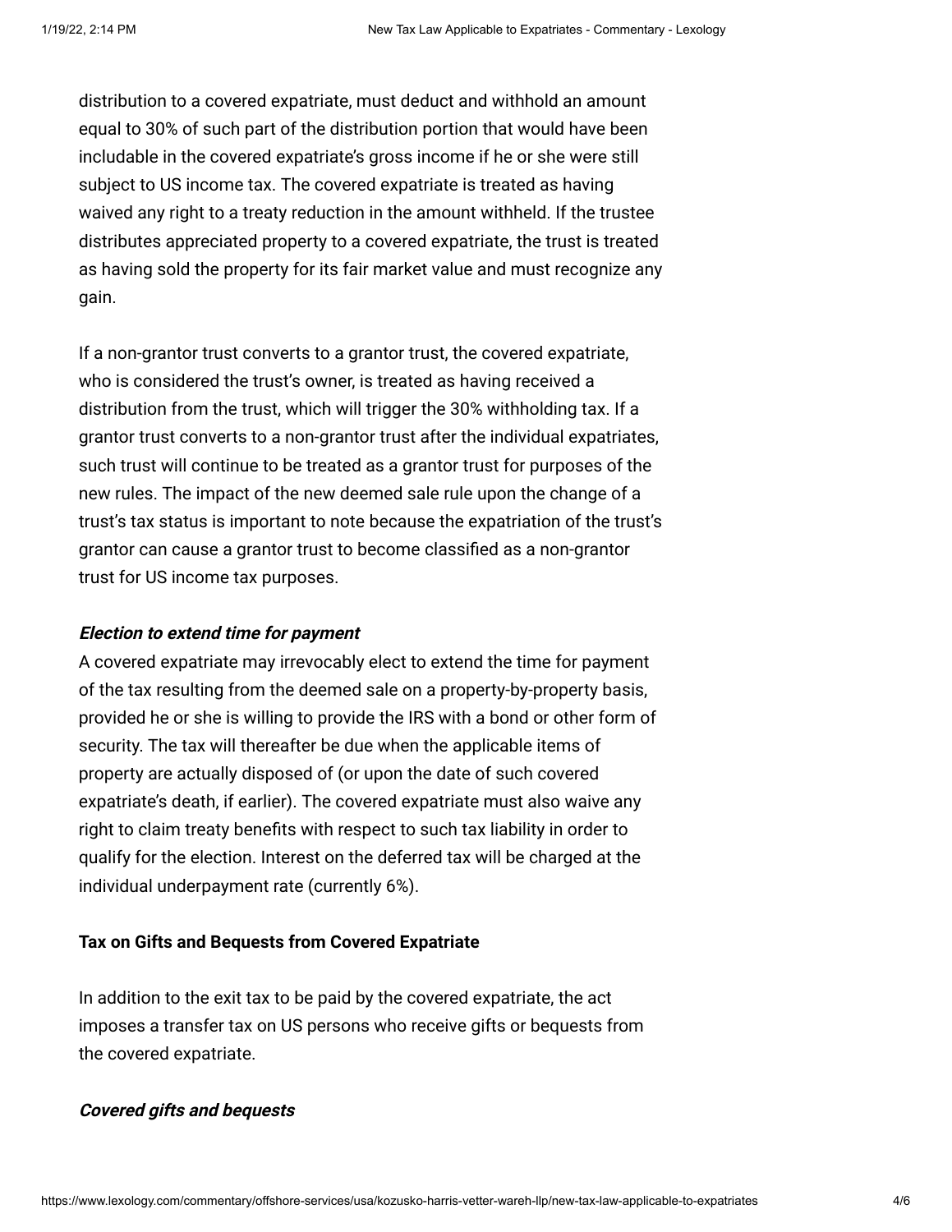distribution to a covered expatriate, must deduct and withhold an amount equal to 30% of such part of the distribution portion that would have been includable in the covered expatriate's gross income if he or she were still subject to US income tax. The covered expatriate is treated as having waived any right to a treaty reduction in the amount withheld. If the trustee distributes appreciated property to a covered expatriate, the trust is treated as having sold the property for its fair market value and must recognize any gain.

If a non-grantor trust converts to a grantor trust, the covered expatriate, who is considered the trust's owner, is treated as having received a distribution from the trust, which will trigger the 30% withholding tax. If a grantor trust converts to a non-grantor trust after the individual expatriates, such trust will continue to be treated as a grantor trust for purposes of the new rules. The impact of the new deemed sale rule upon the change of a trust's tax status is important to note because the expatriation of the trust's grantor can cause a grantor trust to become classified as a non-grantor trust for US income tax purposes.

#### ***Election to extend time for payment***

A covered expatriate may irrevocably elect to extend the time for payment of the tax resulting from the deemed sale on a property-by-property basis, provided he or she is willing to provide the IRS with a bond or other form of security. The tax will thereafter be due when the applicable items of property are actually disposed of (or upon the date of such covered expatriate's death, if earlier). The covered expatriate must also waive any right to claim treaty benefits with respect to such tax liability in order to qualify for the election. Interest on the deferred tax will be charged at the individual underpayment rate (currently 6%).

### **Tax on Gifts and Bequests from Covered Expatriate**

In addition to the exit tax to be paid by the covered expatriate, the act imposes a transfer tax on US persons who receive gifts or bequests from the covered expatriate.

#### ***Covered gifts and bequests***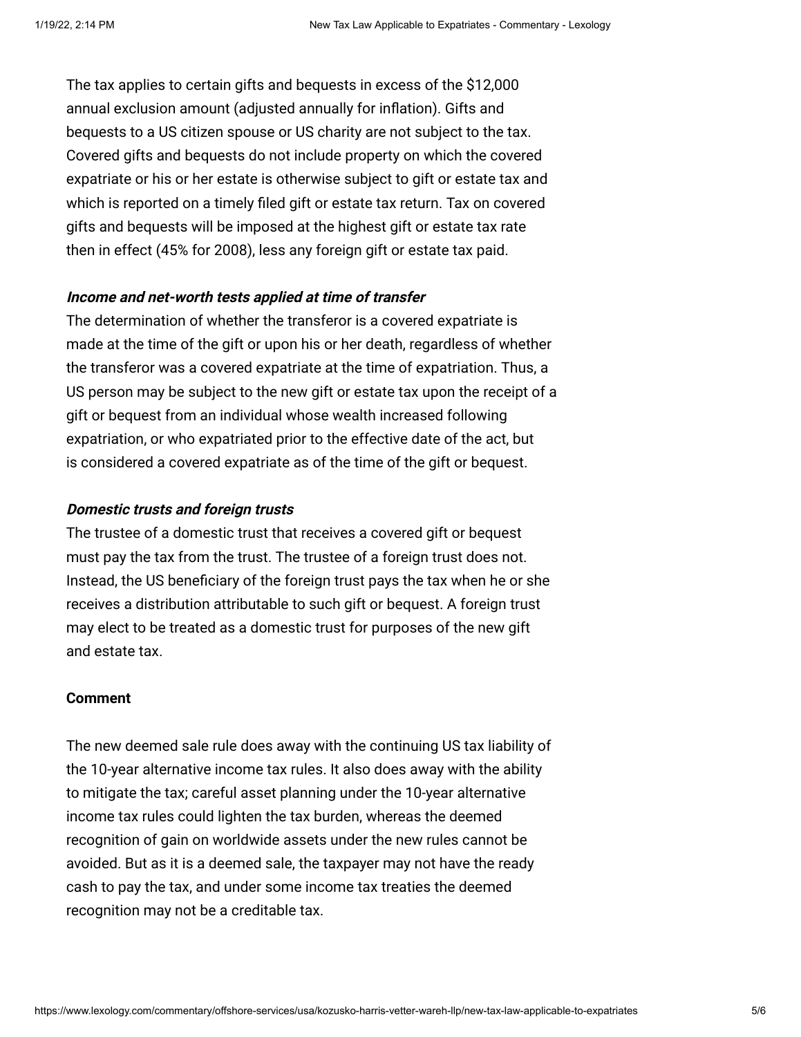The tax applies to certain gifts and bequests in excess of the $12,000 annual exclusion amount (adjusted annually for inflation). Gifts and bequests to a US citizen spouse or US charity are not subject to the tax. Covered gifts and bequests do not include property on which the covered expatriate or his or her estate is otherwise subject to gift or estate tax and which is reported on a timely filed gift or estate tax return. Tax on covered gifts and bequests will be imposed at the highest gift or estate tax rate then in effect (45% for 2008), less any foreign gift or estate tax paid.

***Income and net-worth tests applied at time of transfer***

The determination of whether the transferor is a covered expatriate is made at the time of the gift or upon his or her death, regardless of whether the transferor was a covered expatriate at the time of expatriation. Thus, a US person may be subject to the new gift or estate tax upon the receipt of a gift or bequest from an individual whose wealth increased following expatriation, or who expatriated prior to the effective date of the act, but is considered a covered expatriate as of the time of the gift or bequest.

***Domestic trusts and foreign trusts***

The trustee of a domestic trust that receives a covered gift or bequest must pay the tax from the trust. The trustee of a foreign trust does not. Instead, the US beneficiary of the foreign trust pays the tax when he or she receives a distribution attributable to such gift or bequest. A foreign trust may elect to be treated as a domestic trust for purposes of the new gift and estate tax.

**Comment**

The new deemed sale rule does away with the continuing US tax liability of the 10-year alternative income tax rules. It also does away with the ability to mitigate the tax; careful asset planning under the 10-year alternative income tax rules could lighten the tax burden, whereas the deemed recognition of gain on worldwide assets under the new rules cannot be avoided. But as it is a deemed sale, the taxpayer may not have the ready cash to pay the tax, and under some income tax treaties the deemed recognition may not be a creditable tax.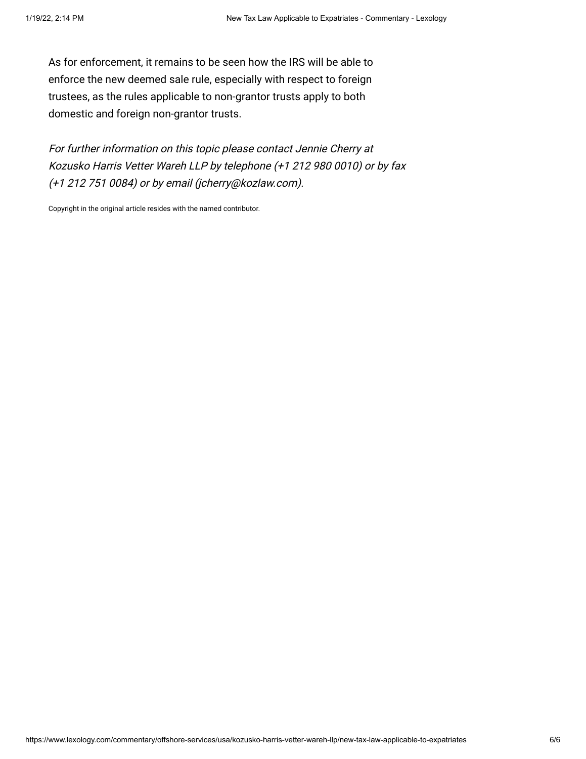As for enforcement, it remains to be seen how the IRS will be able to enforce the new deemed sale rule, especially with respect to foreign trustees, as the rules applicable to non-grantor trusts apply to both domestic and foreign non-grantor trusts.

*For further information on this topic please contact Jennie Cherry at Kozusko Harris Vetter Wareh LLP by telephone (+1 212 980 0010) or by fax (+1 212 751 0084) or by email (jcherry@kozlaw.com).*

Copyright in the original article resides with the named contributor.